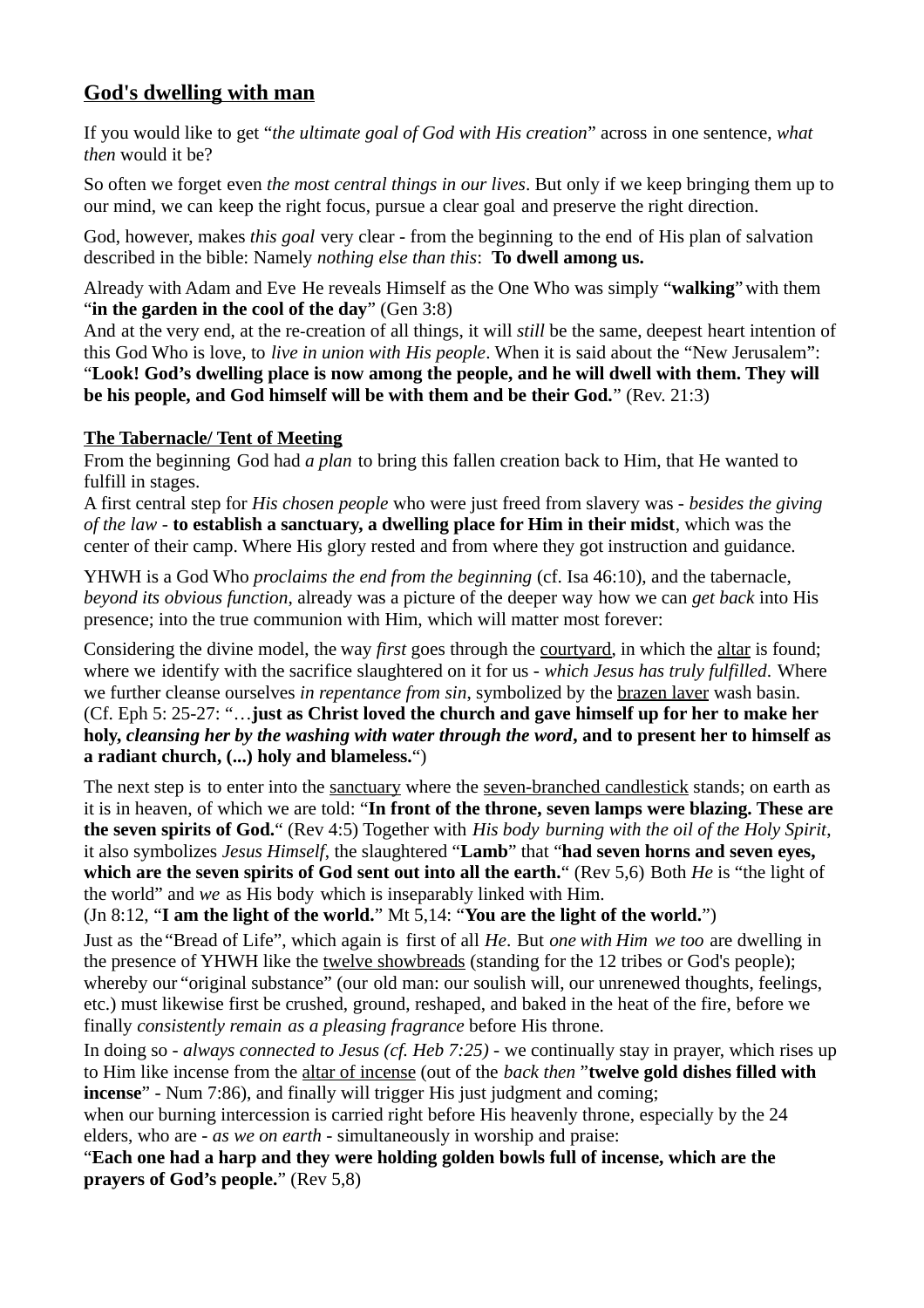## **God's dwelling with man**

If you would like to get "*the ultimate goal of God with His creation*" across in one sentence, *what then* would it be?

So often we forget even *the most central things in our lives*. But only if we keep bringing them up to our mind, we can keep the right focus, pursue a clear goal and preserve the right direction.

God, however, makes *this goal* very clear - from the beginning to the end of His plan of salvation described in the bible: Namely *nothing else than this*: **To dwell among us.**

Already with Adam and Eve He reveals Himself as the One Who was simply "**walking**" with them "**in the garden in the cool of the day**" (Gen 3:8)
And at the very end, at the re-creation of all things, it will *still* be the same, deepest heart intention of this God Who is love, to *live in union with His people*. When it is said about the "New Jerusalem": "**Look! God's dwelling place is now among the people, and he will dwell with them. They will be his people, and God himself will be with them and be their God.**" (Rev. 21:3)

### **The Tabernacle/ Tent of Meeting**

From the beginning God had *a plan* to bring this fallen creation back to Him, that He wanted to fulfill in stages.
A first central step for *His chosen people* who were just freed from slavery was - *besides the giving of the law* - **to establish a sanctuary, a dwelling place for Him in their midst**, which was the center of their camp. Where His glory rested and from where they got instruction and guidance.

YHWH is a God Who *proclaims the end from the beginning* (cf. Isa 46:10), and the tabernacle, *beyond its obvious function*, already was a picture of the deeper way how we can *get back* into His presence; into the true communion with Him, which will matter most forever:

Considering the divine model, the way *first* goes through the courtyard, in which the altar is found; where we identify with the sacrifice slaughtered on it for us - *which Jesus has truly fulfilled*. Where we further cleanse ourselves *in repentance from sin*, symbolized by the brazen laver wash basin. (Cf. Eph 5: 25-27: "…**just as Christ loved the church and gave himself up for her to make her holy, *cleansing her by the washing with water through the word*, and to present her to himself as a radiant church, (...) holy and blameless.**")

The next step is to enter into the sanctuary where the seven-branched candlestick stands; on earth as it is in heaven, of which we are told: "**In front of the throne, seven lamps were blazing. These are the seven spirits of God.**" (Rev 4:5) Together with *His body burning with the oil of the Holy Spirit*, it also symbolizes *Jesus Himself*, the slaughtered "**Lamb**" that "**had seven horns and seven eyes, which are the seven spirits of God sent out into all the earth.**" (Rev 5,6) Both *He* is "the light of the world" and *we* as His body which is inseparably linked with Him.
(Jn 8:12, "**I am the light of the world.**" Mt 5,14: "**You are the light of the world.**")

Just as the "Bread of Life", which again is first of all *He*. But *one with Him we too* are dwelling in the presence of YHWH like the twelve showbreads (standing for the 12 tribes or God's people); whereby our "original substance" (our old man: our soulish will, our unrenewed thoughts, feelings, etc.) must likewise first be crushed, ground, reshaped, and baked in the heat of the fire, before we finally *consistently remain as a pleasing fragrance* before His throne.

In doing so - *always connected to Jesus (cf. Heb 7:25)* - we continually stay in prayer, which rises up to Him like incense from the altar of incense (out of the *back then* "**twelve gold dishes filled with incense**" - Num 7:86), and finally will trigger His just judgment and coming;
when our burning intercession is carried right before His heavenly throne, especially by the 24 elders, who are - *as we on earth* - simultaneously in worship and praise:
"**Each one had a harp and they were holding golden bowls full of incense, which are the prayers of God's people.**" (Rev 5,8)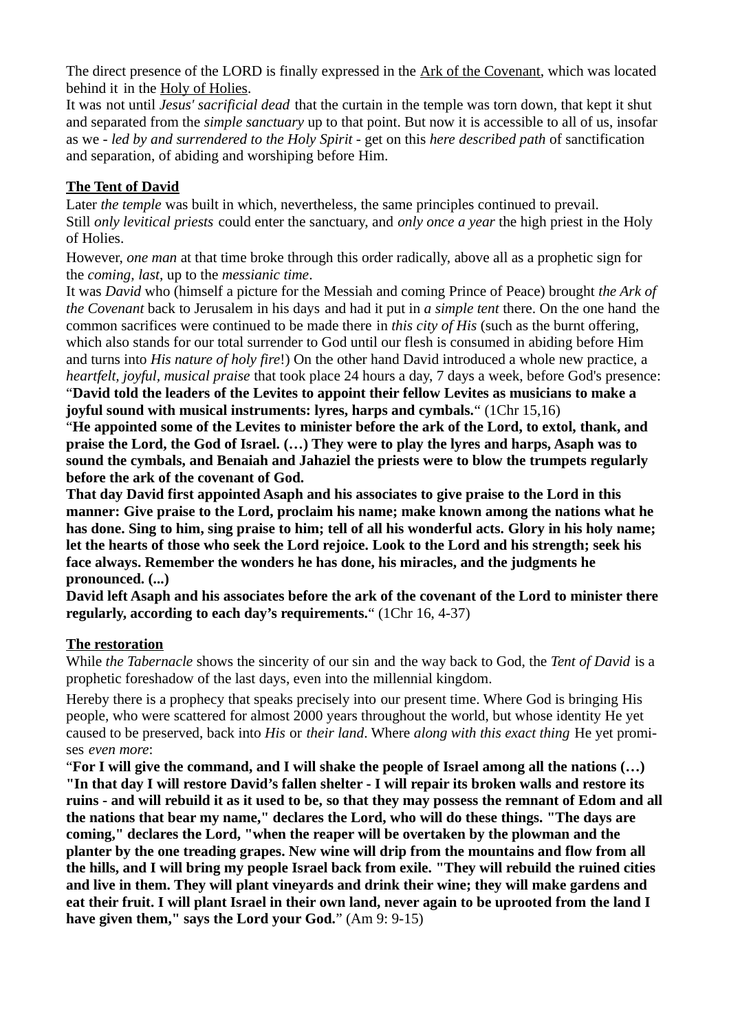The direct presence of the LORD is finally expressed in the <u>Ark of the Covenant</u>, which was located behind it in the <u>Holy of Holies</u>.
It was not until *Jesus' sacrificial dead* that the curtain in the temple was torn down, that kept it shut and separated from the *simple sanctuary* up to that point. But now it is accessible to all of us, insofar as we - *led by and surrendered to the Holy Spirit* - get on this *here described path* of sanctification and separation, of abiding and worshiping before Him.

**<u>The Tent of David</u>**

Later *the temple* was built in which, nevertheless, the same principles continued to prevail.
Still *only levitical priests* could enter the sanctuary, and *only once a year* the high priest in the Holy of Holies.

However, *one man* at that time broke through this order radically, above all as a prophetic sign for the *coming, last*, up to the *messianic time*.
It was *David* who (himself a picture for the Messiah and coming Prince of Peace) brought *the Ark of the Covenant* back to Jerusalem in his days and had it put in *a simple tent* there. On the one hand the common sacrifices were continued to be made there in *this city of His* (such as the burnt offering, which also stands for our total surrender to God until our flesh is consumed in abiding before Him and turns into *His nature of holy fire*!) On the other hand David introduced a whole new practice, a *heartfelt, joyful, musical praise* that took place 24 hours a day, 7 days a week, before God's presence:
"**David told the leaders of the Levites to appoint their fellow Levites as musicians to make a joyful sound with musical instruments: lyres, harps and cymbals.**" (1Chr 15,16)
"**He appointed some of the Levites to minister before the ark of the Lord, to extol, thank, and praise the Lord, the God of Israel. (…) They were to play the lyres and harps, Asaph was to sound the cymbals, and Benaiah and Jahaziel the priests were to blow the trumpets regularly before the ark of the covenant of God.**
**That day David first appointed Asaph and his associates to give praise to the Lord in this manner: Give praise to the Lord, proclaim his name; make known among the nations what he has done. Sing to him, sing praise to him; tell of all his wonderful acts. Glory in his holy name; let the hearts of those who seek the Lord rejoice. Look to the Lord and his strength; seek his face always. Remember the wonders he has done, his miracles, and the judgments he pronounced. (...)**
**David left Asaph and his associates before the ark of the covenant of the Lord to minister there regularly, according to each day's requirements.**" (1Chr 16, 4-37)

**<u>The restoration</u>**

While *the Tabernacle* shows the sincerity of our sin and the way back to God, the *Tent of David* is a prophetic foreshadow of the last days, even into the millennial kingdom.

Hereby there is a prophecy that speaks precisely into our present time. Where God is bringing His people, who were scattered for almost 2000 years throughout the world, but whose identity He yet caused to be preserved, back into *His* or *their land*. Where *along with this exact thing* He yet promises *even more*:
"**For I will give the command, and I will shake the people of Israel among all the nations (…) "In that day I will restore David's fallen shelter - I will repair its broken walls and restore its ruins - and will rebuild it as it used to be, so that they may possess the remnant of Edom and all the nations that bear my name," declares the Lord, who will do these things. "The days are coming," declares the Lord, "when the reaper will be overtaken by the plowman and the planter by the one treading grapes. New wine will drip from the mountains and flow from all the hills, and I will bring my people Israel back from exile. "They will rebuild the ruined cities and live in them. They will plant vineyards and drink their wine; they will make gardens and eat their fruit. I will plant Israel in their own land, never again to be uprooted from the land I have given them," says the Lord your God.**" (Am 9: 9-15)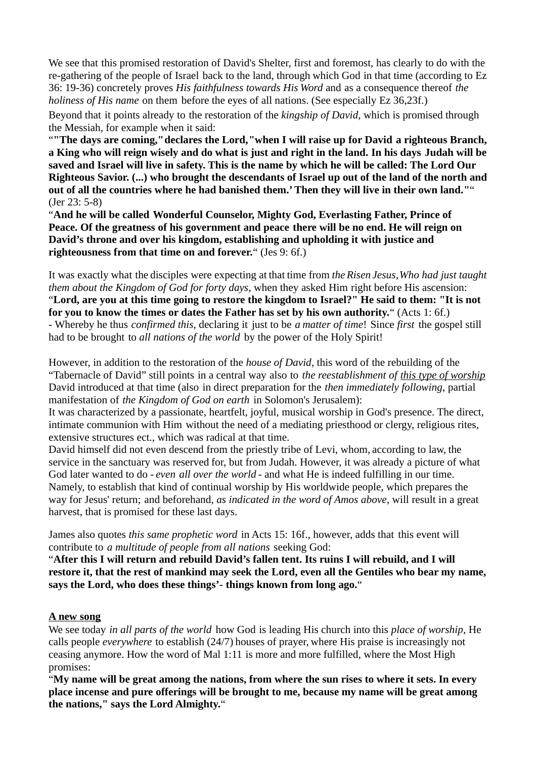We see that this promised restoration of David's Shelter, first and foremost, has clearly to do with the re-gathering of the people of Israel back to the land, through which God in that time (according to Ez 36: 19-36) concretely proves *His faithfulness towards His Word* and as a consequence thereof *the holiness of His name* on them before the eyes of all nations. (See especially Ez 36,23f.)

Beyond that it points already to the restoration of the *kingship of David*, which is promised through the Messiah, for example when it said:

"**"The days are coming," declares the Lord, "when I will raise up for David a righteous Branch, a King who will reign wisely and do what is just and right in the land. In his days Judah will be saved and Israel will live in safety. This is the name by which he will be called: The Lord Our Righteous Savior. (...) who brought the descendants of Israel up out of the land of the north and out of all the countries where he had banished them.' Then they will live in their own land."**" (Jer 23: 5-8)

"**And he will be called Wonderful Counselor, Mighty God, Everlasting Father, Prince of Peace. Of the greatness of his government and peace there will be no end. He will reign on David's throne and over his kingdom, establishing and upholding it with justice and righteousness from that time on and forever.**" (Jes 9: 6f.)

It was exactly what the disciples were expecting at that time from *the Risen Jesus, Who had just taught them about the Kingdom of God for forty days*, when they asked Him right before His ascension:
"**Lord, are you at this time going to restore the kingdom to Israel?" He said to them: "It is not for you to know the times or dates the Father has set by his own authority.**" (Acts 1: 6f.)
- Whereby he thus *confirmed this*, declaring it just to be *a matter of time*! Since *first* the gospel still had to be brought to *all nations of the world* by the power of the Holy Spirit!

However, in addition to the restoration of the *house of David*, this word of the rebuilding of the "Tabernacle of David" still points in a central way also to *the reestablishment of <u>this type of worship</u>* David introduced at that time (also in direct preparation for the *then immediately following*, partial manifestation of *the Kingdom of God on earth* in Solomon's Jerusalem):
It was characterized by a passionate, heartfelt, joyful, musical worship in God's presence. The direct, intimate communion with Him without the need of a mediating priesthood or clergy, religious rites, extensive structures ect., which was radical at that time.
David himself did not even descend from the priestly tribe of Levi, whom, according to law, the service in the sanctuary was reserved for, but from Judah. However, it was already a picture of what God later wanted to do - *even all over the world* - and what He is indeed fulfilling in our time. Namely, to establish that kind of continual worship by His worldwide people, which prepares the way for Jesus' return; and beforehand, *as indicated in the word of Amos above*, will result in a great harvest, that is promised for these last days.

James also quotes *this same prophetic word* in Acts 15: 16f., however, adds that this event will contribute to *a multitude of people from all nations* seeking God:
"**After this I will return and rebuild David's fallen tent. Its ruins I will rebuild, and I will restore it, that the rest of mankind may seek the Lord, even all the Gentiles who bear my name, says the Lord, who does these things'- things known from long ago.**"

**<u>A new song</u>**
We see today *in all parts of the world* how God is leading His church into this *place of worship*, He calls people *everywhere* to establish (24/7) houses of prayer, where His praise is increasingly not ceasing anymore. How the word of Mal 1:11 is more and more fulfilled, where the Most High promises:
"**My name will be great among the nations, from where the sun rises to where it sets. In every place incense and pure offerings will be brought to me, because my name will be great among the nations," says the Lord Almighty.**"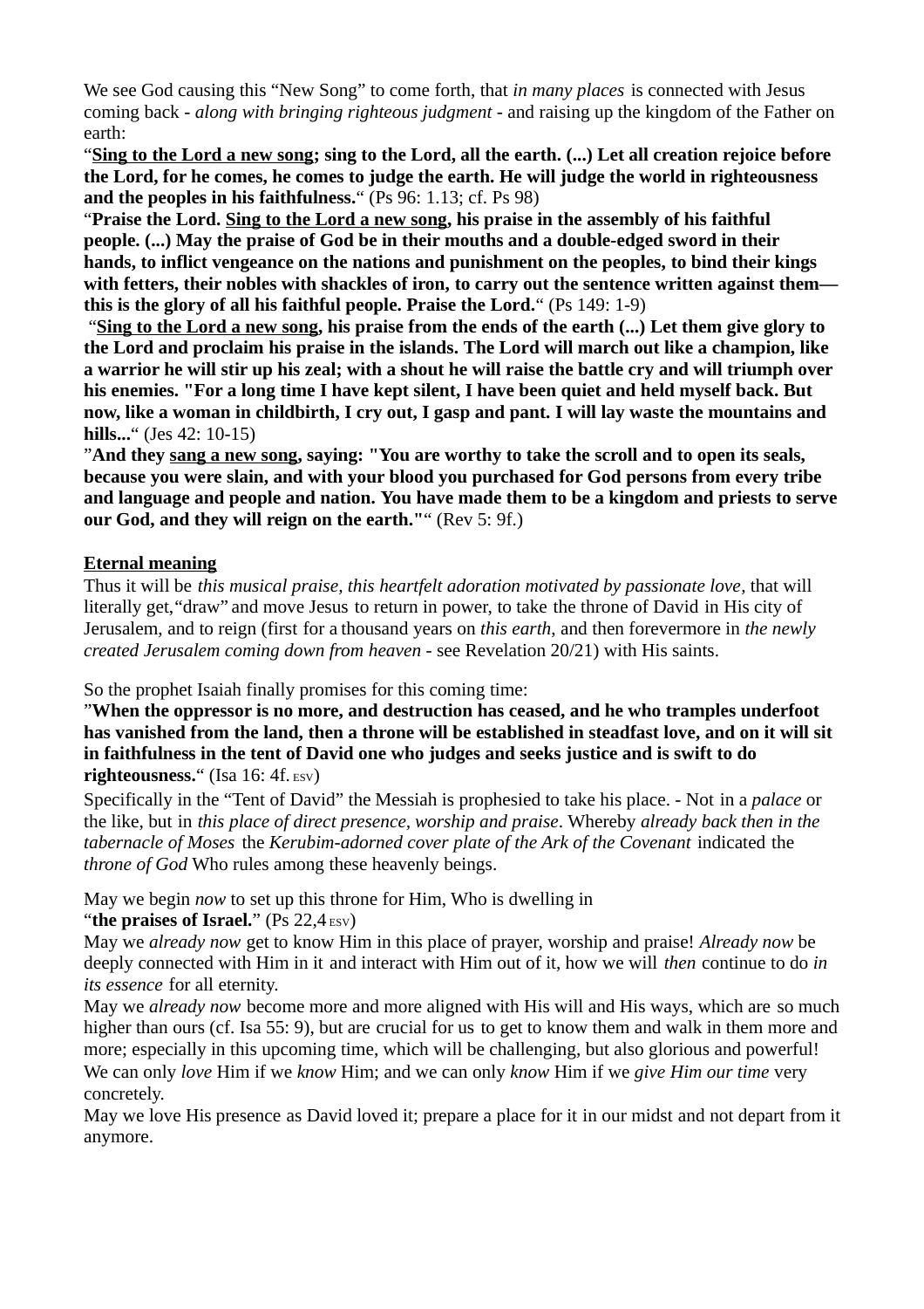We see God causing this “New Song” to come forth, that *in many places* is connected with Jesus coming back - *along with bringing righteous judgment* - and raising up the kingdom of the Father on earth:

“**<u>Sing to the Lord a new song</u>; sing to the Lord, all the earth. (...) Let all creation rejoice before the Lord, for he comes, he comes to judge the earth. He will judge the world in righteousness and the peoples in his faithfulness.**“ (Ps 96: 1.13; cf. Ps 98)

“**Praise the Lord. <u>Sing to the Lord a new song</u>, his praise in the assembly of his faithful people. (...) May the praise of God be in their mouths and a double-edged sword in their hands, to inflict vengeance on the nations and punishment on the peoples, to bind their kings with fetters, their nobles with shackles of iron, to carry out the sentence written against them—this is the glory of all his faithful people. Praise the Lord.**“ (Ps 149: 1-9)

“**<u>Sing to the Lord a new song</u>, his praise from the ends of the earth (...) Let them give glory to the Lord and proclaim his praise in the islands. The Lord will march out like a champion, like a warrior he will stir up his zeal; with a shout he will raise the battle cry and will triumph over his enemies. "For a long time I have kept silent, I have been quiet and held myself back. But now, like a woman in childbirth, I cry out, I gasp and pant. I will lay waste the mountains and hills...**“ (Jes 42: 10-15)

”**And they <u>sang a new song</u>, saying: "You are worthy to take the scroll and to open its seals, because you were slain, and with your blood you purchased for God persons from every tribe and language and people and nation. You have made them to be a kingdom and priests to serve our God, and they will reign on the earth."**“ (Rev 5: 9f.)

**<u>Eternal meaning</u>**

Thus it will be *this musical praise, this heartfelt adoration motivated by passionate love*, that will literally get,“draw” and move Jesus to return in power, to take the throne of David in His city of Jerusalem, and to reign (first for a thousand years on *this earth*, and then forevermore in *the newly created Jerusalem coming down from heaven* - see Revelation 20/21) with His saints.

So the prophet Isaiah finally promises for this coming time:

”**When the oppressor is no more, and destruction has ceased, and he who tramples underfoot has vanished from the land, then a throne will be established in steadfast love, and on it will sit in faithfulness in the tent of David one who judges and seeks justice and is swift to do righteousness.**“ (Isa 16: 4f. ESV)

Specifically in the “Tent of David” the Messiah is prophesied to take his place. - Not in a *palace* or the like, but in *this place of direct presence, worship and praise*. Whereby *already back then in the tabernacle of Moses* the *Kerubim-adorned cover plate of the Ark of the Covenant* indicated the *throne of God* Who rules among these heavenly beings.

May we begin *now* to set up this throne for Him, Who is dwelling in
“**the praises of Israel.**” (Ps 22,4 ESV)

May we *already now* get to know Him in this place of prayer, worship and praise! *Already now* be deeply connected with Him in it and interact with Him out of it, how we will *then* continue to do *in its essence* for all eternity.

May we *already now* become more and more aligned with His will and His ways, which are so much higher than ours (cf. Isa 55: 9), but are crucial for us to get to know them and walk in them more and more; especially in this upcoming time, which will be challenging, but also glorious and powerful!

We can only *love* Him if we *know* Him; and we can only *know* Him if we *give Him our time* very concretely.

May we love His presence as David loved it; prepare a place for it in our midst and not depart from it anymore.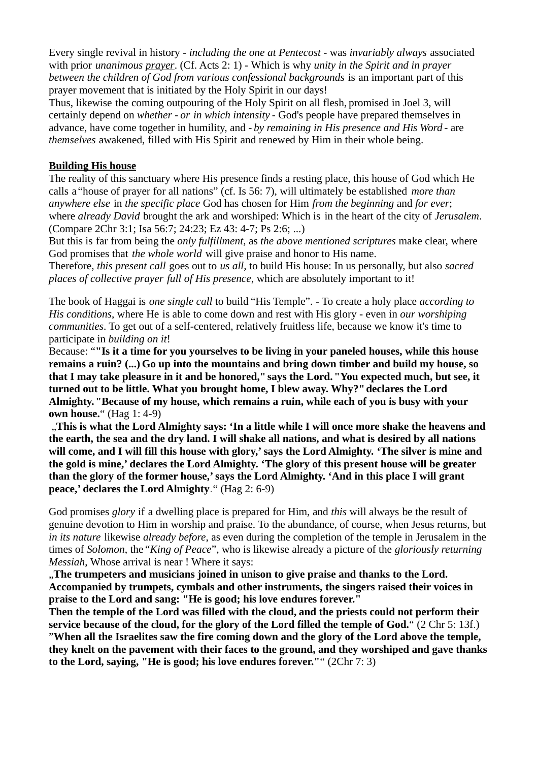Every single revival in history - *including the one at Pentecost* - was *invariably always* associated with prior *unanimous prayer*. (Cf. Acts 2: 1) - Which is why *unity in the Spirit and in prayer between the children of God from various confessional backgrounds* is an important part of this prayer movement that is initiated by the Holy Spirit in our days!
Thus, likewise the coming outpouring of the Holy Spirit on all flesh, promised in Joel 3, will certainly depend on *whether - or in which intensity* - God's people have prepared themselves in advance, have come together in humility, and - *by remaining in His presence and His Word* - are *themselves* awakened, filled with His Spirit and renewed by Him in their whole being.

**Building His house**

The reality of this sanctuary where His presence finds a resting place, this house of God which He calls a "house of prayer for all nations" (cf. Is 56: 7), will ultimately be established *more than anywhere else* in *the specific place* God has chosen for Him *from the beginning* and *for ever*; where *already David* brought the ark and worshiped: Which is in the heart of the city of *Jerusalem*. (Compare 2Chr 3:1; Isa 56:7; 24:23; Ez 43: 4-7; Ps 2:6; ...)
But this is far from being the *only fulfillment*, as *the above mentioned scriptures* make clear, where God promises that *the whole world* will give praise and honor to His name.
Therefore, *this present call* goes out to *us all*, to build His house: In us personally, but also *sacred places of collective prayer full of His presence*, which are absolutely important to it!

The book of Haggai is *one single call* to build "His Temple". - To create a holy place *according to His conditions*, where He is able to come down and rest with His glory - even in *our worshiping communities*. To get out of a self-centered, relatively fruitless life, because we know it's time to participate in *building on it*!
Because: "**"Is it a time for you yourselves to be living in your paneled houses, while this house remains a ruin? (...) Go up into the mountains and bring down timber and build my house, so that I may take pleasure in it and be honored," says the Lord. "You expected much, but see, it turned out to be little. What you brought home, I blew away. Why?" declares the Lord Almighty. "Because of my house, which remains a ruin, while each of you is busy with your own house.**" (Hag 1: 4-9)
„**This is what the Lord Almighty says: 'In a little while I will once more shake the heavens and the earth, the sea and the dry land. I will shake all nations, and what is desired by all nations will come, and I will fill this house with glory,' says the Lord Almighty. 'The silver is mine and the gold is mine,' declares the Lord Almighty. 'The glory of this present house will be greater than the glory of the former house,' says the Lord Almighty. 'And in this place I will grant peace,' declares the Lord Almighty**." (Hag 2: 6-9)

God promises *glory* if a dwelling place is prepared for Him, and *this* will always be the result of genuine devotion to Him in worship and praise. To the abundance, of course, when Jesus returns, but *in its nature* likewise *already before*, as even during the completion of the temple in Jerusalem in the times of *Solomon*, the "*King of Peace*", who is likewise already a picture of the *gloriously returning Messiah*, Whose arrival is near ! Where it says:
„**The trumpeters and musicians joined in unison to give praise and thanks to the Lord. Accompanied by trumpets, cymbals and other instruments, the singers raised their voices in praise to the Lord and sang: "He is good; his love endures forever."**
**Then the temple of the Lord was filled with the cloud, and the priests could not perform their service because of the cloud, for the glory of the Lord filled the temple of God.**" (2 Chr 5: 13f.)
"**When all the Israelites saw the fire coming down and the glory of the Lord above the temple, they knelt on the pavement with their faces to the ground, and they worshiped and gave thanks to the Lord, saying, "He is good; his love endures forever."**" (2Chr 7: 3)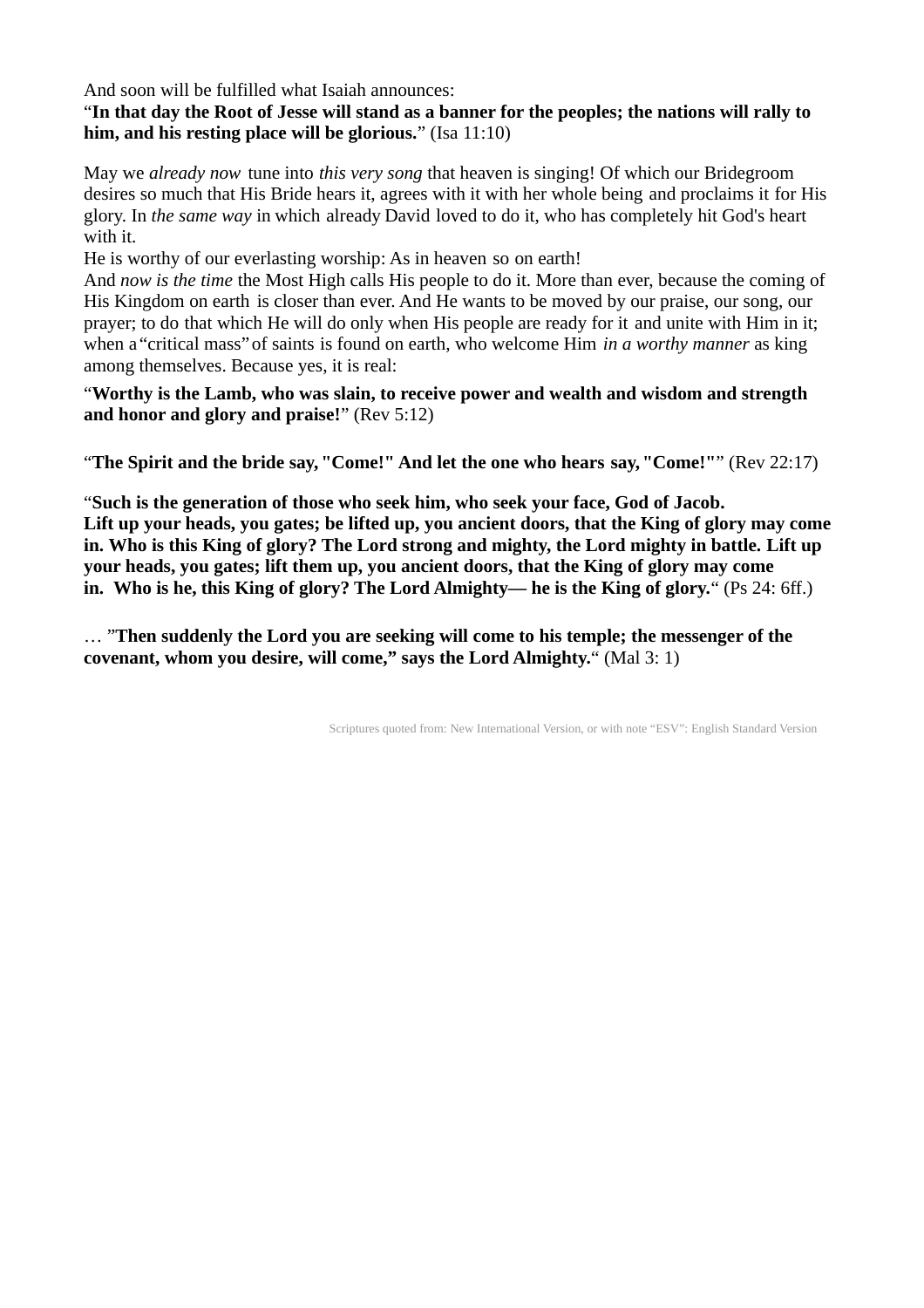And soon will be fulfilled what Isaiah announces:
“**In that day the Root of Jesse will stand as a banner for the peoples; the nations will rally to him, and his resting place will be glorious.**” (Isa 11:10)

May we *already now* tune into *this very song* that heaven is singing! Of which our Bridegroom desires so much that His Bride hears it, agrees with it with her whole being and proclaims it for His glory. In *the same way* in which already David loved to do it, who has completely hit God's heart with it.
He is worthy of our everlasting worship: As in heaven so on earth!
And *now is the time* the Most High calls His people to do it. More than ever, because the coming of His Kingdom on earth is closer than ever. And He wants to be moved by our praise, our song, our prayer; to do that which He will do only when His people are ready for it and unite with Him in it; when a “critical mass” of saints is found on earth, who welcome Him *in a worthy manner* as king among themselves. Because yes, it is real:

“**Worthy is the Lamb, who was slain, to receive power and wealth and wisdom and strength and honor and glory and praise!**” (Rev 5:12)

“**The Spirit and the bride say, "Come!" And let the one who hears say, "Come!"**” (Rev 22:17)

“**Such is the generation of those who seek him, who seek your face, God of Jacob.
Lift up your heads, you gates; be lifted up, you ancient doors, that the King of glory may come in. Who is this King of glory? The Lord strong and mighty, the Lord mighty in battle. Lift up your heads, you gates; lift them up, you ancient doors, that the King of glory may come in. Who is he, this King of glory? The Lord Almighty— he is the King of glory.**“ (Ps 24: 6ff.)

… ”**Then suddenly the Lord you are seeking will come to his temple; the messenger of the covenant, whom you desire, will come,” says the Lord Almighty.**“ (Mal 3: 1)

Scriptures quoted from: New International Version, or with note “ESV”: English Standard Version